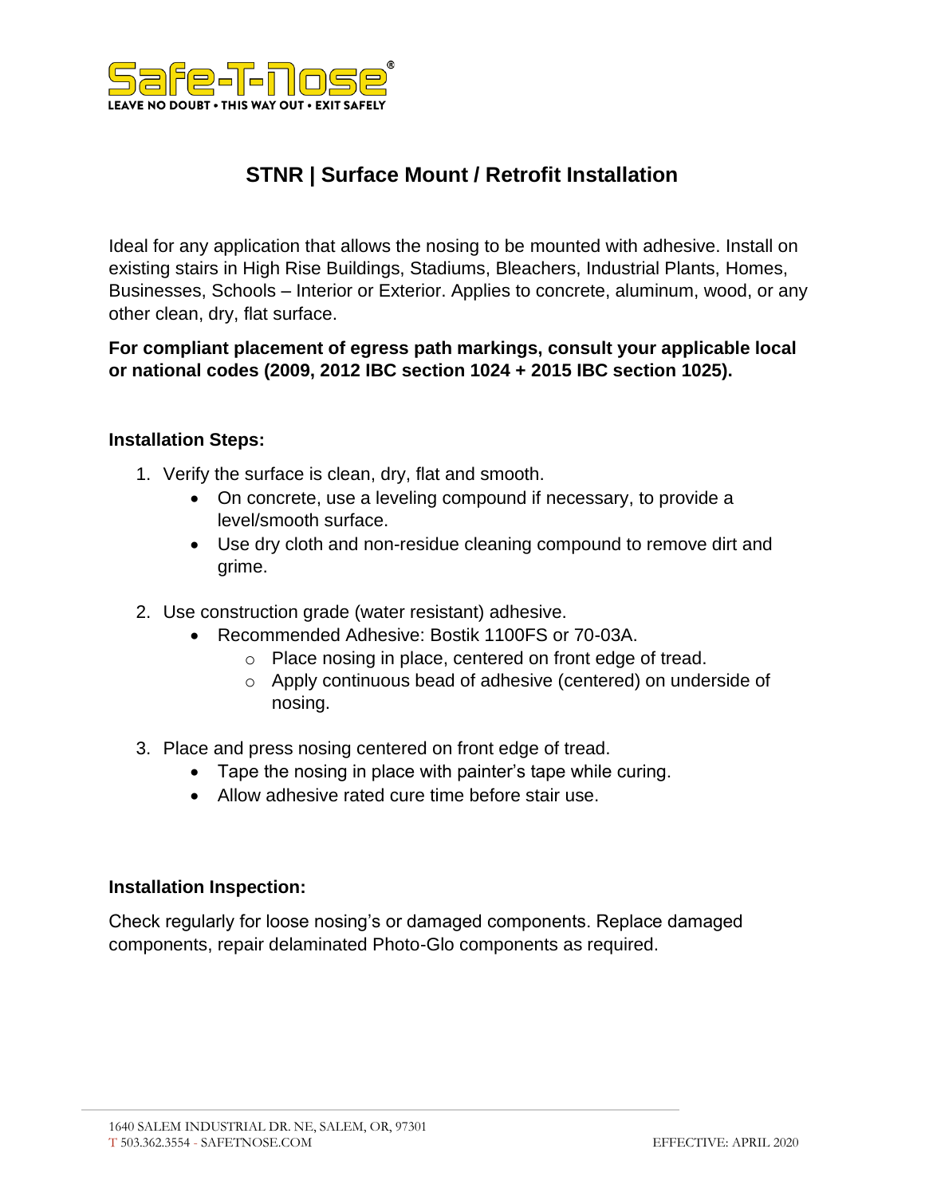Safe-T-Nose®

LEAVE NO DOUBT • THIS WAY OUT • EXIT SAFELY

# STNR | Surface Mount / Retrofit Installation

Ideal for any application that allows the nosing to be mounted with adhesive. Install on existing stairs in High Rise Buildings, Stadiums, Bleachers, Industrial Plants, Homes, Businesses, Schools – Interior or Exterior. Applies to concrete, aluminum, wood, or any other clean, dry, flat surface.

**For compliant placement of egress path markings, consult your applicable local or national codes (2009, 2012 IBC section 1024 + 2015 IBC section 1025).**

**Installation Steps:**

1. Verify the surface is clean, dry, flat and smooth.
   - On concrete, use a leveling compound if necessary, to provide a level/smooth surface.
   - Use dry cloth and non-residue cleaning compound to remove dirt and grime.
2. Use construction grade (water resistant) adhesive.
   - Recommended Adhesive: Bostik 1100FS or 70-03A.
     - Place nosing in place, centered on front edge of tread.
     - Apply continuous bead of adhesive (centered) on underside of nosing.
3. Place and press nosing centered on front edge of tread.
   - Tape the nosing in place with painter's tape while curing.
   - Allow adhesive rated cure time before stair use.

**Installation Inspection:**

Check regularly for loose nosing's or damaged components. Replace damaged components, repair delaminated Photo-Glo components as required.

1640 SALEM INDUSTRIAL DR. NE, SALEM, OR, 97301
T 503.362.3554 - SAFETNOSE.COM

EFFECTIVE: APRIL 2020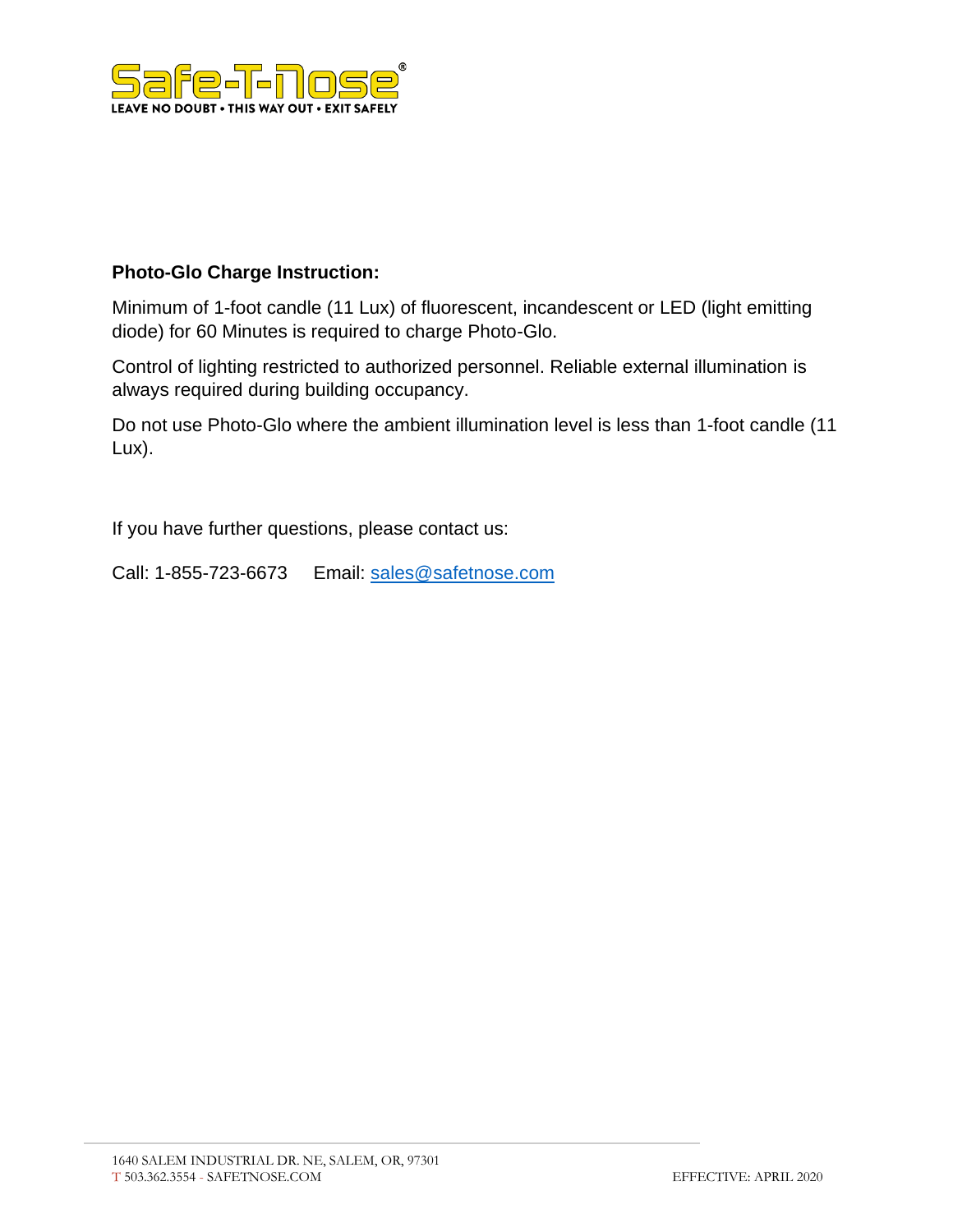**Photo-Glo Charge Instruction:**

Minimum of 1-foot candle (11 Lux) of fluorescent, incandescent or LED (light emitting diode) for 60 Minutes is required to charge Photo-Glo.

Control of lighting restricted to authorized personnel. Reliable external illumination is always required during building occupancy.

Do not use Photo-Glo where the ambient illumination level is less than 1-foot candle (11 Lux).

If you have further questions, please contact us:

Call: 1-855-723-6673 Email: sales@safetnose.com